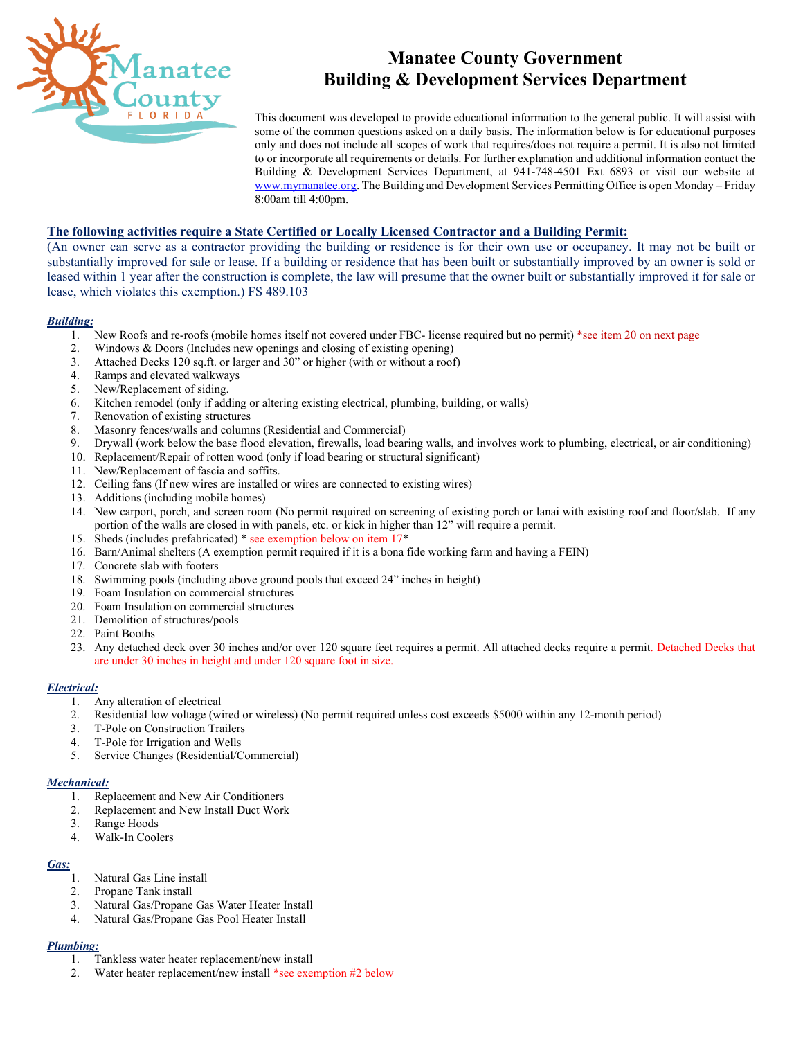# Manatee County Government
# Building & Development Services Department

This document was developed to provide educational information to the general public. It will assist with some of the common questions asked on a daily basis. The information below is for educational purposes only and does not include all scopes of work that requires/does not require a permit. It is also not limited to or incorporate all requirements or details. For further explanation and additional information contact the Building & Development Services Department, at 941-748-4501 Ext 6893 or visit our website at www.mymanatee.org. The Building and Development Services Permitting Office is open Monday – Friday 8:00am till 4:00pm.

## The following activities require a State Certified or Locally Licensed Contractor and a Building Permit:

(An owner can serve as a contractor providing the building or residence is for their own use or occupancy. It may not be built or substantially improved for sale or lease. If a building or residence that has been built or substantially improved by an owner is sold or leased within 1 year after the construction is complete, the law will presume that the owner built or substantially improved it for sale or lease, which violates this exemption.) FS 489.103

### *Building:*

1. New Roofs and re-roofs (mobile homes itself not covered under FBC- license required but no permit) *see item 20 on next page
2. Windows & Doors (Includes new openings and closing of existing opening)
3. Attached Decks 120 sq.ft. or larger and 30" or higher (with or without a roof)
4. Ramps and elevated walkways
5. New/Replacement of siding.
6. Kitchen remodel (only if adding or altering existing electrical, plumbing, building, or walls)
7. Renovation of existing structures
8. Masonry fences/walls and columns (Residential and Commercial)
9. Drywall (work below the base flood elevation, firewalls, load bearing walls, and involves work to plumbing, electrical, or air conditioning)
10. Replacement/Repair of rotten wood (only if load bearing or structural significant)
11. New/Replacement of fascia and soffits.
12. Ceiling fans (If new wires are installed or wires are connected to existing wires)
13. Additions (including mobile homes)
14. New carport, porch, and screen room (No permit required on screening of existing porch or lanai with existing roof and floor/slab. If any portion of the walls are closed in with panels, etc. or kick in higher than 12" will require a permit.
15. Sheds (includes prefabricated) * see exemption below on item 17*
16. Barn/Animal shelters (A exemption permit required if it is a bona fide working farm and having a FEIN)
17. Concrete slab with footers
18. Swimming pools (including above ground pools that exceed 24" inches in height)
19. Foam Insulation on commercial structures
20. Foam Insulation on commercial structures
21. Demolition of structures/pools
22. Paint Booths
23. Any detached deck over 30 inches and/or over 120 square feet requires a permit. All attached decks require a permit. Detached Decks that are under 30 inches in height and under 120 square foot in size.

### *Electrical:*

1. Any alteration of electrical
2. Residential low voltage (wired or wireless) (No permit required unless cost exceeds $5000 within any 12-month period)
3. T-Pole on Construction Trailers
4. T-Pole for Irrigation and Wells
5. Service Changes (Residential/Commercial)

### *Mechanical:*

1. Replacement and New Air Conditioners
2. Replacement and New Install Duct Work
3. Range Hoods
4. Walk-In Coolers

### *Gas:*

1. Natural Gas Line install
2. Propane Tank install
3. Natural Gas/Propane Gas Water Heater Install
4. Natural Gas/Propane Gas Pool Heater Install

### *Plumbing:*

1. Tankless water heater replacement/new install
2. Water heater replacement/new install *see exemption #2 below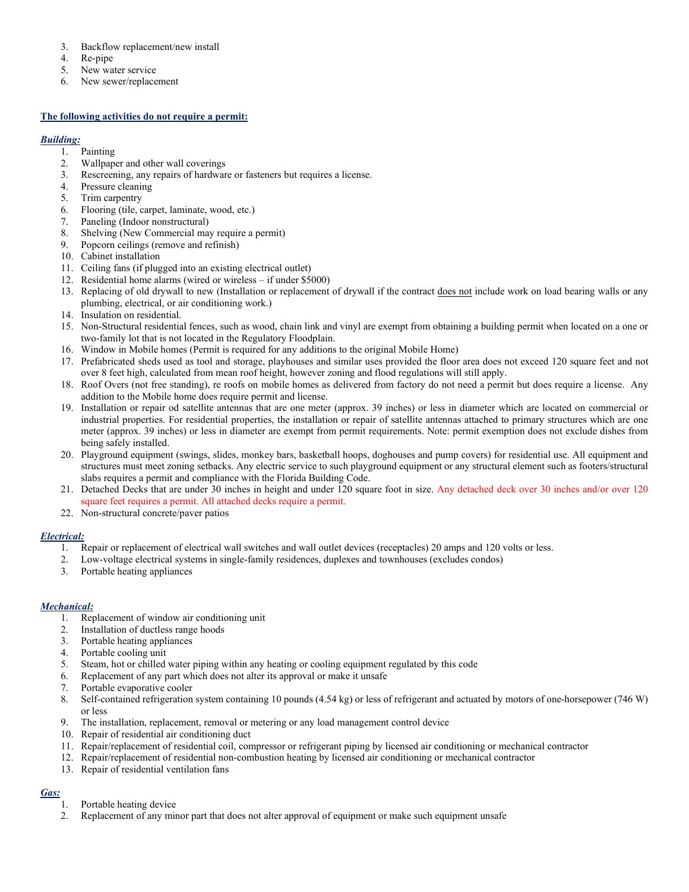3. Backflow replacement/new install
4. Re-pipe
5. New water service
6. New sewer/replacement

**The following activities do not require a permit:**

***Building:***

1. Painting
2. Wallpaper and other wall coverings
3. Rescreening, any repairs of hardware or fasteners but requires a license.
4. Pressure cleaning
5. Trim carpentry
6. Flooring (tile, carpet, laminate, wood, etc.)
7. Paneling (Indoor nonstructural)
8. Shelving (New Commercial may require a permit)
9. Popcorn ceilings (remove and refinish)
10. Cabinet installation
11. Ceiling fans (if plugged into an existing electrical outlet)
12. Residential home alarms (wired or wireless – if under $5000)
13. Replacing of old drywall to new (Installation or replacement of drywall if the contract does not include work on load bearing walls or any plumbing, electrical, or air conditioning work.)
14. Insulation on residential.
15. Non-Structural residential fences, such as wood, chain link and vinyl are exempt from obtaining a building permit when located on a one or two-family lot that is not located in the Regulatory Floodplain.
16. Window in Mobile homes (Permit is required for any additions to the original Mobile Home)
17. Prefabricated sheds used as tool and storage, playhouses and similar uses provided the floor area does not exceed 120 square feet and not over 8 feet high, calculated from mean roof height, however zoning and flood regulations will still apply.
18. Roof Overs (not free standing), re roofs on mobile homes as delivered from factory do not need a permit but does require a license. Any addition to the Mobile home does require permit and license.
19. Installation or repair od satellite antennas that are one meter (approx. 39 inches) or less in diameter which are located on commercial or industrial properties. For residential properties, the installation or repair of satellite antennas attached to primary structures which are one meter (approx. 39 inches) or less in diameter are exempt from permit requirements. Note: permit exemption does not exclude dishes from being safely installed.
20. Playground equipment (swings, slides, monkey bars, basketball hoops, doghouses and pump covers) for residential use. All equipment and structures must meet zoning setbacks. Any electric service to such playground equipment or any structural element such as footers/structural slabs requires a permit and compliance with the Florida Building Code.
21. Detached Decks that are under 30 inches in height and under 120 square foot in size. Any detached deck over 30 inches and/or over 120 square feet requires a permit. All attached decks require a permit.
22. Non-structural concrete/paver patios

***Electrical:***

1. Repair or replacement of electrical wall switches and wall outlet devices (receptacles) 20 amps and 120 volts or less.
2. Low-voltage electrical systems in single-family residences, duplexes and townhouses (excludes condos)
3. Portable heating appliances

***Mechanical:***

1. Replacement of window air conditioning unit
2. Installation of ductless range hoods
3. Portable heating appliances
4. Portable cooling unit
5. Steam, hot or chilled water piping within any heating or cooling equipment regulated by this code
6. Replacement of any part which does not alter its approval or make it unsafe
7. Portable evaporative cooler
8. Self-contained refrigeration system containing 10 pounds (4.54 kg) or less of refrigerant and actuated by motors of one-horsepower (746 W) or less
9. The installation, replacement, removal or metering or any load management control device
10. Repair of residential air conditioning duct
11. Repair/replacement of residential coil, compressor or refrigerant piping by licensed air conditioning or mechanical contractor
12. Repair/replacement of residential non-combustion heating by licensed air conditioning or mechanical contractor
13. Repair of residential ventilation fans

***Gas:***

1. Portable heating device
2. Replacement of any minor part that does not alter approval of equipment or make such equipment unsafe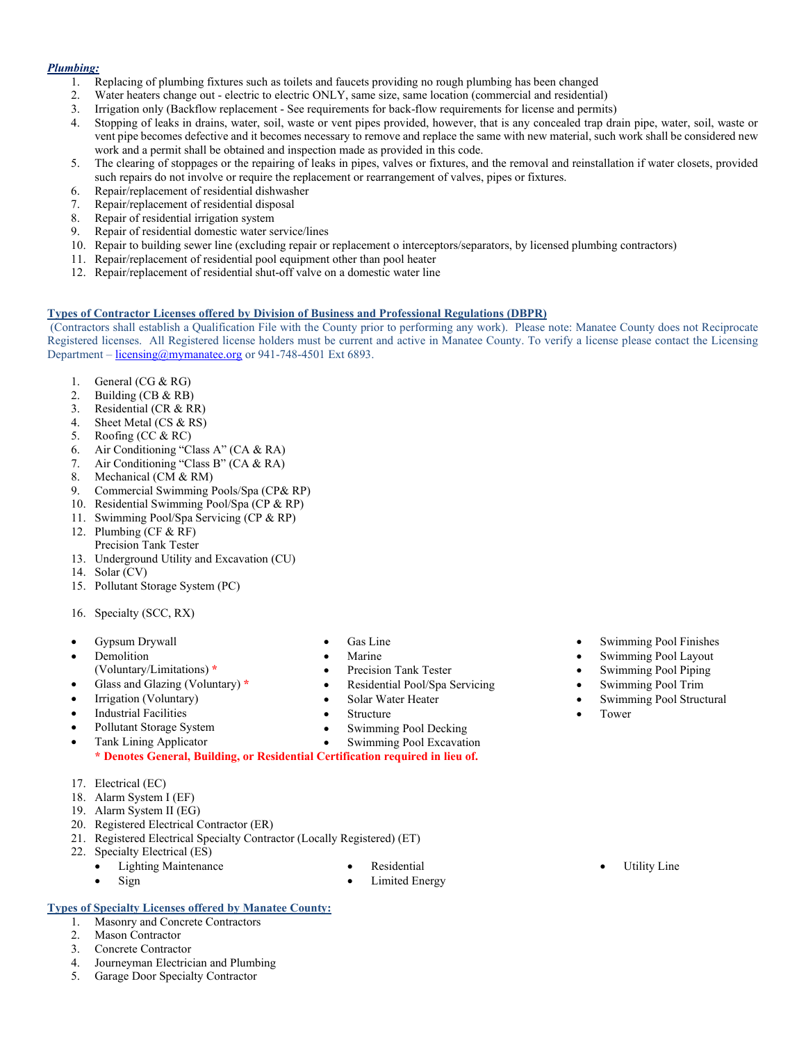***Plumbing:***

1. Replacing of plumbing fixtures such as toilets and faucets providing no rough plumbing has been changed
2. Water heaters change out - electric to electric ONLY, same size, same location (commercial and residential)
3. Irrigation only (Backflow replacement - See requirements for back-flow requirements for license and permits)
4. Stopping of leaks in drains, water, soil, waste or vent pipes provided, however, that is any concealed trap drain pipe, water, soil, waste or vent pipe becomes defective and it becomes necessary to remove and replace the same with new material, such work shall be considered new work and a permit shall be obtained and inspection made as provided in this code.
5. The clearing of stoppages or the repairing of leaks in pipes, valves or fixtures, and the removal and reinstallation if water closets, provided such repairs do not involve or require the replacement or rearrangement of valves, pipes or fixtures.
6. Repair/replacement of residential dishwasher
7. Repair/replacement of residential disposal
8. Repair of residential irrigation system
9. Repair of residential domestic water service/lines
10. Repair to building sewer line (excluding repair or replacement o interceptors/separators, by licensed plumbing contractors)
11. Repair/replacement of residential pool equipment other than pool heater
12. Repair/replacement of residential shut-off valve on a domestic water line

**Types of Contractor Licenses offered by Division of Business and Professional Regulations (DBPR)**

(Contractors shall establish a Qualification File with the County prior to performing any work). Please note: Manatee County does not Reciprocate Registered licenses. All Registered license holders must be current and active in Manatee County. To verify a license please contact the Licensing Department – licensing@mymanatee.org or 941-748-4501 Ext 6893.

1. General (CG & RG)
2. Building (CB & RB)
3. Residential (CR & RR)
4. Sheet Metal (CS & RS)
5. Roofing (CC & RC)
6. Air Conditioning "Class A" (CA & RA)
7. Air Conditioning "Class B" (CA & RA)
8. Mechanical (CM & RM)
9. Commercial Swimming Pools/Spa (CP& RP)
10. Residential Swimming Pool/Spa (CP & RP)
11. Swimming Pool/Spa Servicing (CP & RP)
12. Plumbing (CF & RF)
    Precision Tank Tester
13. Underground Utility and Excavation (CU)
14. Solar (CV)
15. Pollutant Storage System (PC)
16. Specialty (SCC, RX)

- Gypsum Drywall
- Demolition (Voluntary/Limitations) *
- Glass and Glazing (Voluntary) *
- Irrigation (Voluntary)
- Industrial Facilities
- Pollutant Storage System
- Tank Lining Applicator
- Gas Line
- Marine
- Precision Tank Tester
- Residential Pool/Spa Servicing
- Solar Water Heater
- Structure
- Swimming Pool Decking
- Swimming Pool Excavation
- Swimming Pool Finishes
- Swimming Pool Layout
- Swimming Pool Piping
- Swimming Pool Trim
- Swimming Pool Structural
- Tower

**\* Denotes General, Building, or Residential Certification required in lieu of.**

17. Electrical (EC)
18. Alarm System I (EF)
19. Alarm System II (EG)
20. Registered Electrical Contractor (ER)
21. Registered Electrical Specialty Contractor (Locally Registered) (ET)
22. Specialty Electrical (ES)
    - Lighting Maintenance
    - Sign
    - Residential
    - Limited Energy
    - Utility Line

**Types of Specialty Licenses offered by Manatee County:**

1. Masonry and Concrete Contractors
2. Mason Contractor
3. Concrete Contractor
4. Journeyman Electrician and Plumbing
5. Garage Door Specialty Contractor